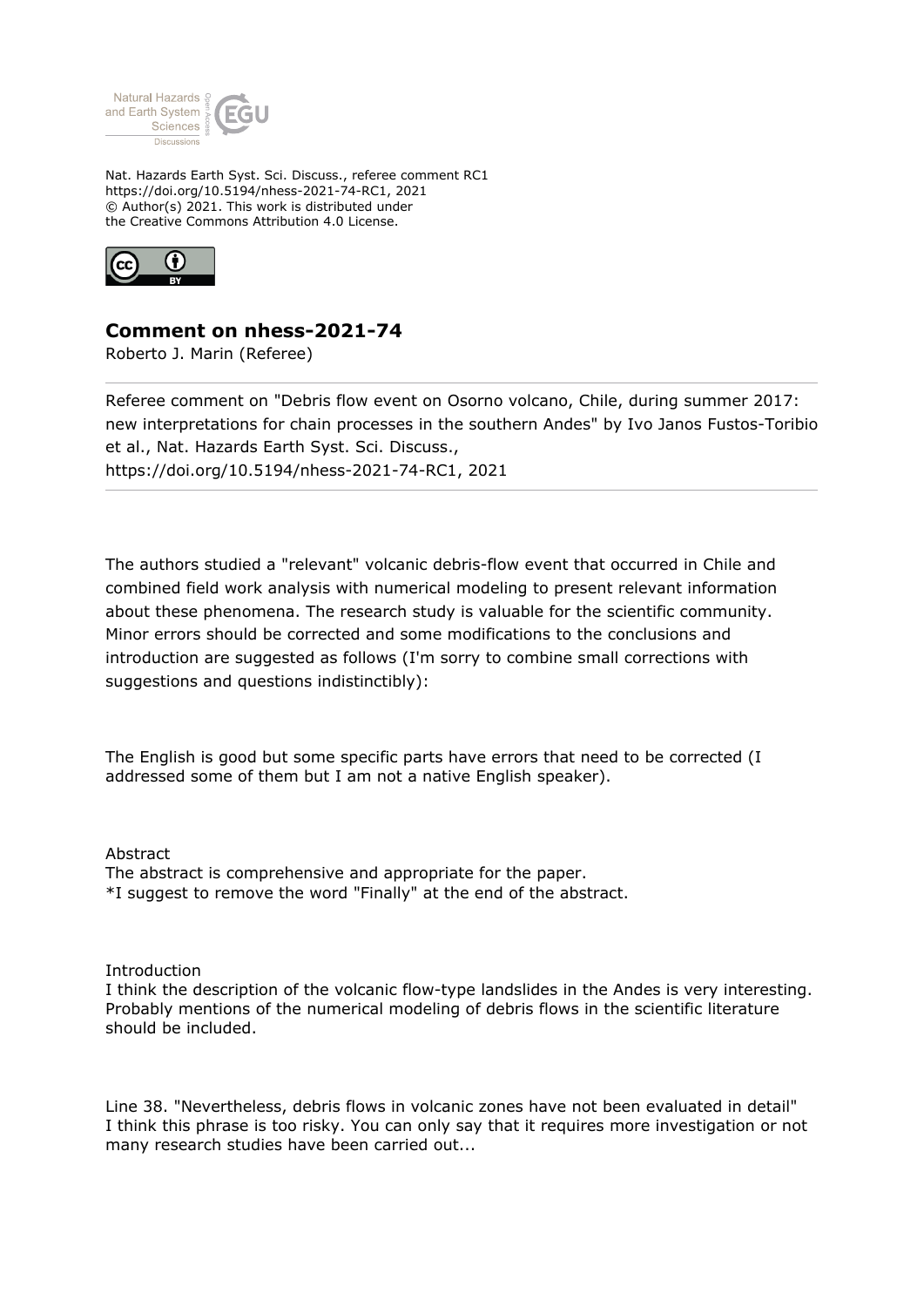Nat. Hazards Earth Syst. Sci. Discuss., referee comment RC1
https://doi.org/10.5194/nhess-2021-74-RC1, 2021
© Author(s) 2021. This work is distributed under
the Creative Commons Attribution 4.0 License.

## Comment on nhess-2021-74

Roberto J. Marin (Referee)

Referee comment on "Debris flow event on Osorno volcano, Chile, during summer 2017: new interpretations for chain processes in the southern Andes" by Ivo Janos Fustos-Toribio et al., Nat. Hazards Earth Syst. Sci. Discuss., https://doi.org/10.5194/nhess-2021-74-RC1, 2021

The authors studied a "relevant" volcanic debris-flow event that occurred in Chile and combined field work analysis with numerical modeling to present relevant information about these phenomena. The research study is valuable for the scientific community. Minor errors should be corrected and some modifications to the conclusions and introduction are suggested as follows (I'm sorry to combine small corrections with suggestions and questions indistinctibly):

The English is good but some specific parts have errors that need to be corrected (I addressed some of them but I am not a native English speaker).

Abstract
The abstract is comprehensive and appropriate for the paper.
*I suggest to remove the word "Finally" at the end of the abstract.

Introduction
I think the description of the volcanic flow-type landslides in the Andes is very interesting. Probably mentions of the numerical modeling of debris flows in the scientific literature should be included.

Line 38. "Nevertheless, debris flows in volcanic zones have not been evaluated in detail" I think this phrase is too risky. You can only say that it requires more investigation or not many research studies have been carried out...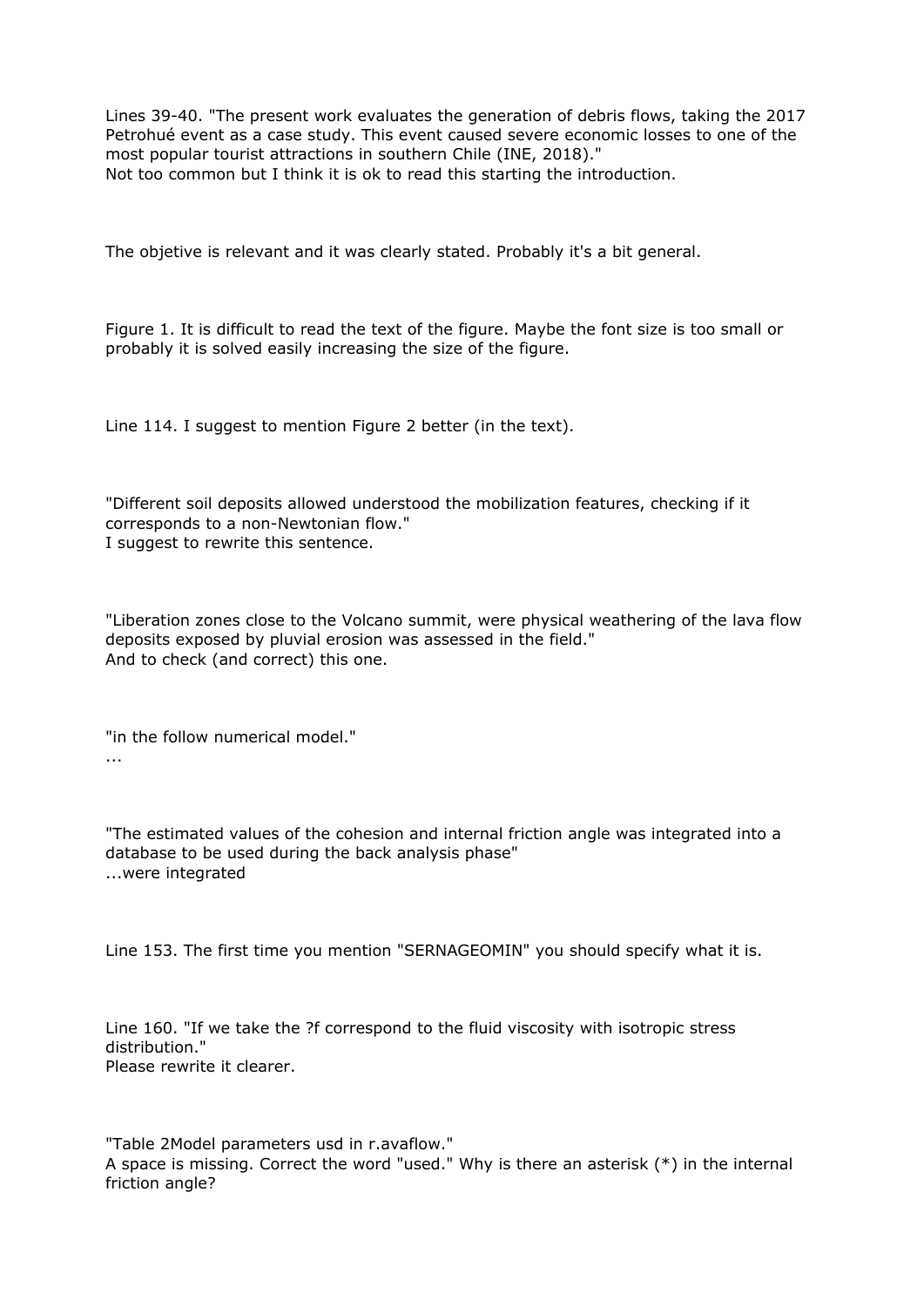Lines 39-40. "The present work evaluates the generation of debris flows, taking the 2017 Petrohué event as a case study. This event caused severe economic losses to one of the most popular tourist attractions in southern Chile (INE, 2018)."
Not too common but I think it is ok to read this starting the introduction.

The objetive is relevant and it was clearly stated. Probably it's a bit general.

Figure 1. It is difficult to read the text of the figure. Maybe the font size is too small or probably it is solved easily increasing the size of the figure.

Line 114. I suggest to mention Figure 2 better (in the text).

"Different soil deposits allowed understood the mobilization features, checking if it corresponds to a non-Newtonian flow."
I suggest to rewrite this sentence.

"Liberation zones close to the Volcano summit, were physical weathering of the lava flow deposits exposed by pluvial erosion was assessed in the field."
And to check (and correct) this one.

"in the follow numerical model."
...

"The estimated values of the cohesion and internal friction angle was integrated into a database to be used during the back analysis phase"
...were integrated

Line 153. The first time you mention "SERNAGEOMIN" you should specify what it is.

Line 160. "If we take the ?f correspond to the fluid viscosity with isotropic stress distribution."
Please rewrite it clearer.

"Table 2Model parameters usd in r.avaflow."
A space is missing. Correct the word "used." Why is there an asterisk (*) in the internal friction angle?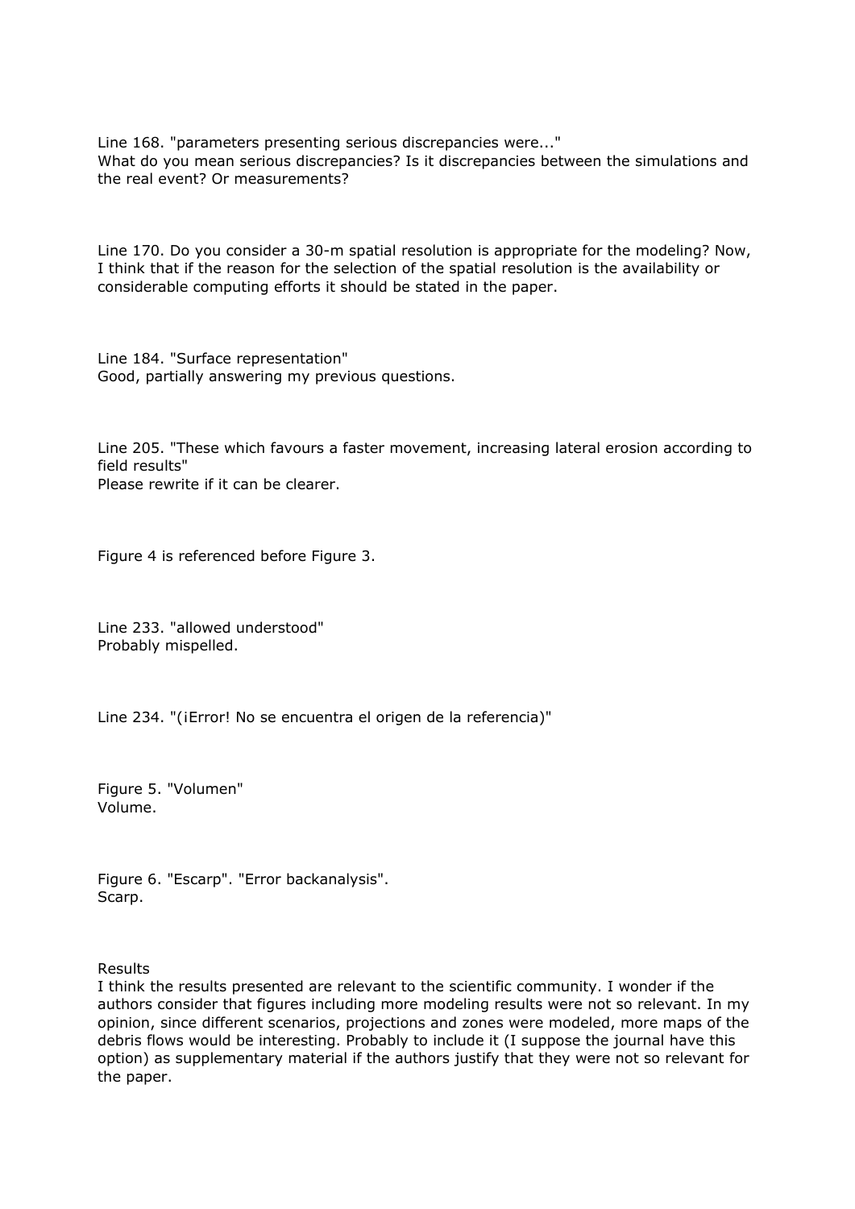Line 168. "parameters presenting serious discrepancies were..."
What do you mean serious discrepancies? Is it discrepancies between the simulations and the real event? Or measurements?

Line 170. Do you consider a 30-m spatial resolution is appropriate for the modeling? Now, I think that if the reason for the selection of the spatial resolution is the availability or considerable computing efforts it should be stated in the paper.

Line 184. "Surface representation"
Good, partially answering my previous questions.

Line 205. "These which favours a faster movement, increasing lateral erosion according to field results"
Please rewrite if it can be clearer.

Figure 4 is referenced before Figure 3.

Line 233. "allowed understood"
Probably mispelled.

Line 234. "(¡Error! No se encuentra el origen de la referencia)"

Figure 5. "Volumen"
Volume.

Figure 6. "Escarp". "Error backanalysis".
Scarp.

Results
I think the results presented are relevant to the scientific community. I wonder if the authors consider that figures including more modeling results were not so relevant. In my opinion, since different scenarios, projections and zones were modeled, more maps of the debris flows would be interesting. Probably to include it (I suppose the journal have this option) as supplementary material if the authors justify that they were not so relevant for the paper.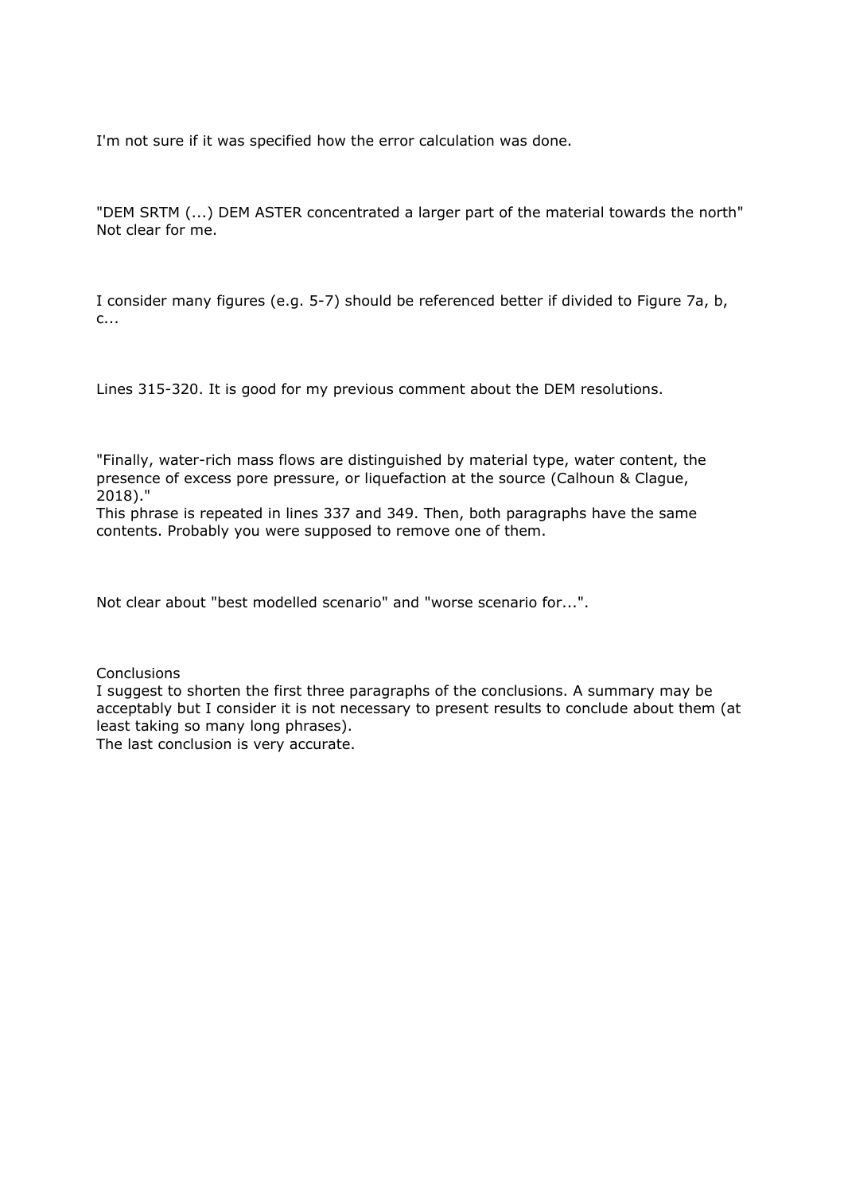I'm not sure if it was specified how the error calculation was done.

"DEM SRTM (...) DEM ASTER concentrated a larger part of the material towards the north" Not clear for me.

I consider many figures (e.g. 5-7) should be referenced better if divided to Figure 7a, b, c...

Lines 315-320. It is good for my previous comment about the DEM resolutions.

"Finally, water-rich mass flows are distinguished by material type, water content, the presence of excess pore pressure, or liquefaction at the source (Calhoun & Clague, 2018)."
This phrase is repeated in lines 337 and 349. Then, both paragraphs have the same contents. Probably you were supposed to remove one of them.

Not clear about "best modelled scenario" and "worse scenario for...".

Conclusions
I suggest to shorten the first three paragraphs of the conclusions. A summary may be acceptably but I consider it is not necessary to present results to conclude about them (at least taking so many long phrases).
The last conclusion is very accurate.